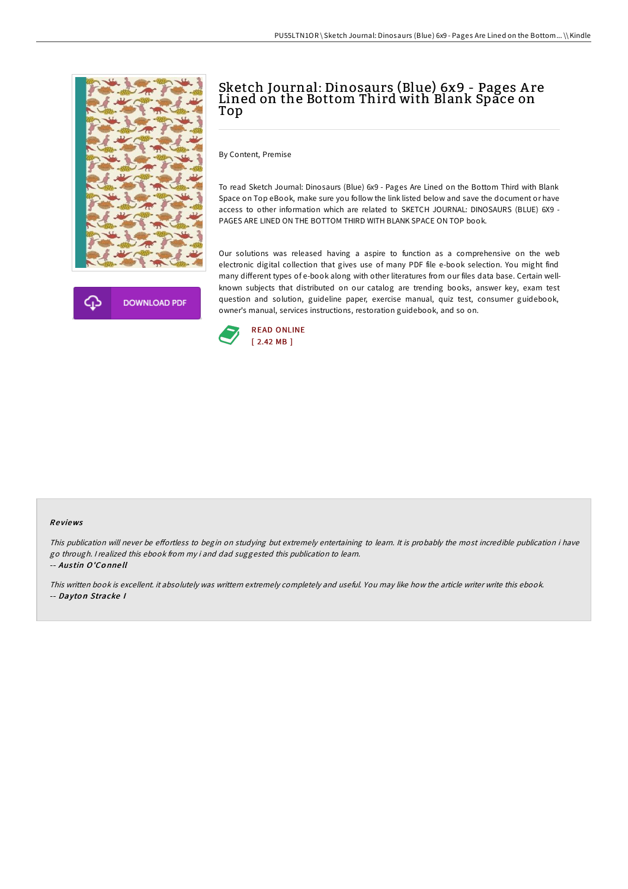# Sketch Journal: Dinosaurs (Blue) 6x9 - Pages Are Lined on the Bottom Third with Blank Space on Top

By Content, Premise

To read Sketch Journal: Dinosaurs (Blue) 6x9 - Pages Are Lined on the Bottom Third with Blank Space on Top eBook, make sure you follow the link listed below and save the document or have access to other information which are related to SKETCH JOURNAL: DINOSAURS (BLUE) 6X9 - PAGES ARE LINED ON THE BOTTOM THIRD WITH BLANK SPACE ON TOP book.

Our solutions was released having a aspire to function as a comprehensive on the web electronic digital collection that gives use of many PDF file e-book selection. You might find many different types of e-book along with other literatures from our files data base. Certain well-known subjects that distributed on our catalog are trending books, answer key, exam test question and solution, guideline paper, exercise manual, quiz test, consumer guidebook, owner's manual, services instructions, restoration guidebook, and so on.

DOWNLOAD PDF

READ ONLINE
[ 2.42 MB ]

## Reviews

*This publication will never be effortless to begin on studying but extremely entertaining to learn. It is probably the most incredible publication i have go through. I realized this ebook from my i and dad suggested this publication to learn.*

-- *Austin O'Connell*

*This written book is excellent. it absolutely was writtern extremely completely and useful. You may like how the article writer write this ebook.*

-- *Dayton Stracke I*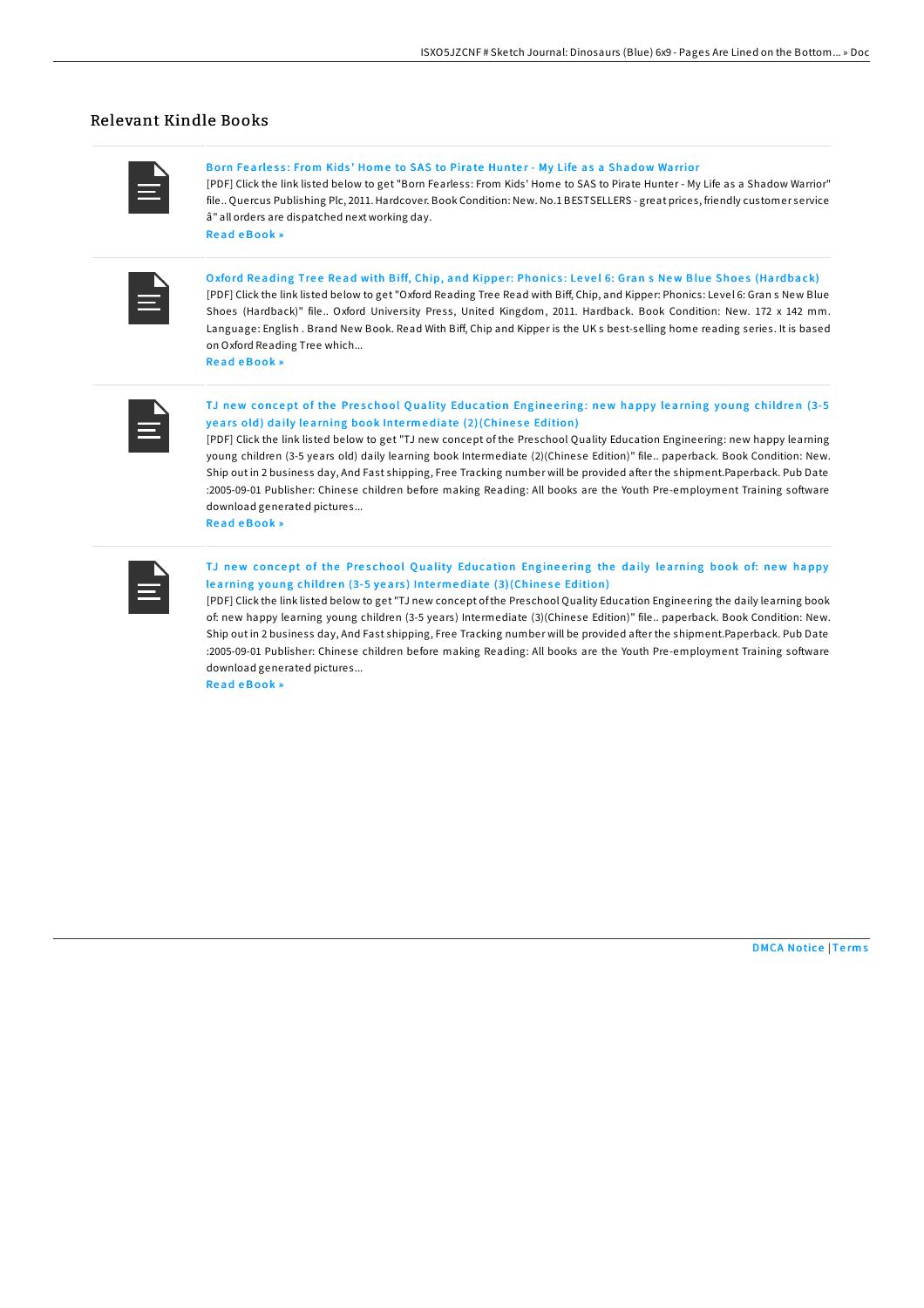## Relevant Kindle Books

### Born Fearless: From Kids' Home to SAS to Pirate Hunter - My Life as a Shadow Warrior

[PDF] Click the link listed below to get "Born Fearless: From Kids' Home to SAS to Pirate Hunter - My Life as a Shadow Warrior" file.. Quercus Publishing Plc, 2011. Hardcover. Book Condition: New. No.1 BESTSELLERS - great prices, friendly customer service â" all orders are dispatched next working day.

Read eBook »

### Oxford Reading Tree Read with Biff, Chip, and Kipper: Phonics: Level 6: Gran s New Blue Shoes (Hardback)

[PDF] Click the link listed below to get "Oxford Reading Tree Read with Biff, Chip, and Kipper: Phonics: Level 6: Gran s New Blue Shoes (Hardback)" file.. Oxford University Press, United Kingdom, 2011. Hardback. Book Condition: New. 172 x 142 mm. Language: English . Brand New Book. Read With Biff, Chip and Kipper is the UK s best-selling home reading series. It is based on Oxford Reading Tree which...

Read eBook »

### TJ new concept of the Preschool Quality Education Engineering: new happy learning young children (3-5 years old) daily learning book Intermediate (2)(Chinese Edition)

[PDF] Click the link listed below to get "TJ new concept of the Preschool Quality Education Engineering: new happy learning young children (3-5 years old) daily learning book Intermediate (2)(Chinese Edition)" file.. paperback. Book Condition: New. Ship out in 2 business day, And Fast shipping, Free Tracking number will be provided after the shipment.Paperback. Pub Date :2005-09-01 Publisher: Chinese children before making Reading: All books are the Youth Pre-employment Training software download generated pictures...

Read eBook »

### TJ new concept of the Preschool Quality Education Engineering the daily learning book of: new happy learning young children (3-5 years) Intermediate (3)(Chinese Edition)

[PDF] Click the link listed below to get "TJ new concept of the Preschool Quality Education Engineering the daily learning book of: new happy learning young children (3-5 years) Intermediate (3)(Chinese Edition)" file.. paperback. Book Condition: New. Ship out in 2 business day, And Fast shipping, Free Tracking number will be provided after the shipment.Paperback. Pub Date :2005-09-01 Publisher: Chinese children before making Reading: All books are the Youth Pre-employment Training software download generated pictures...

Read eBook »

DMCA Notice | Terms